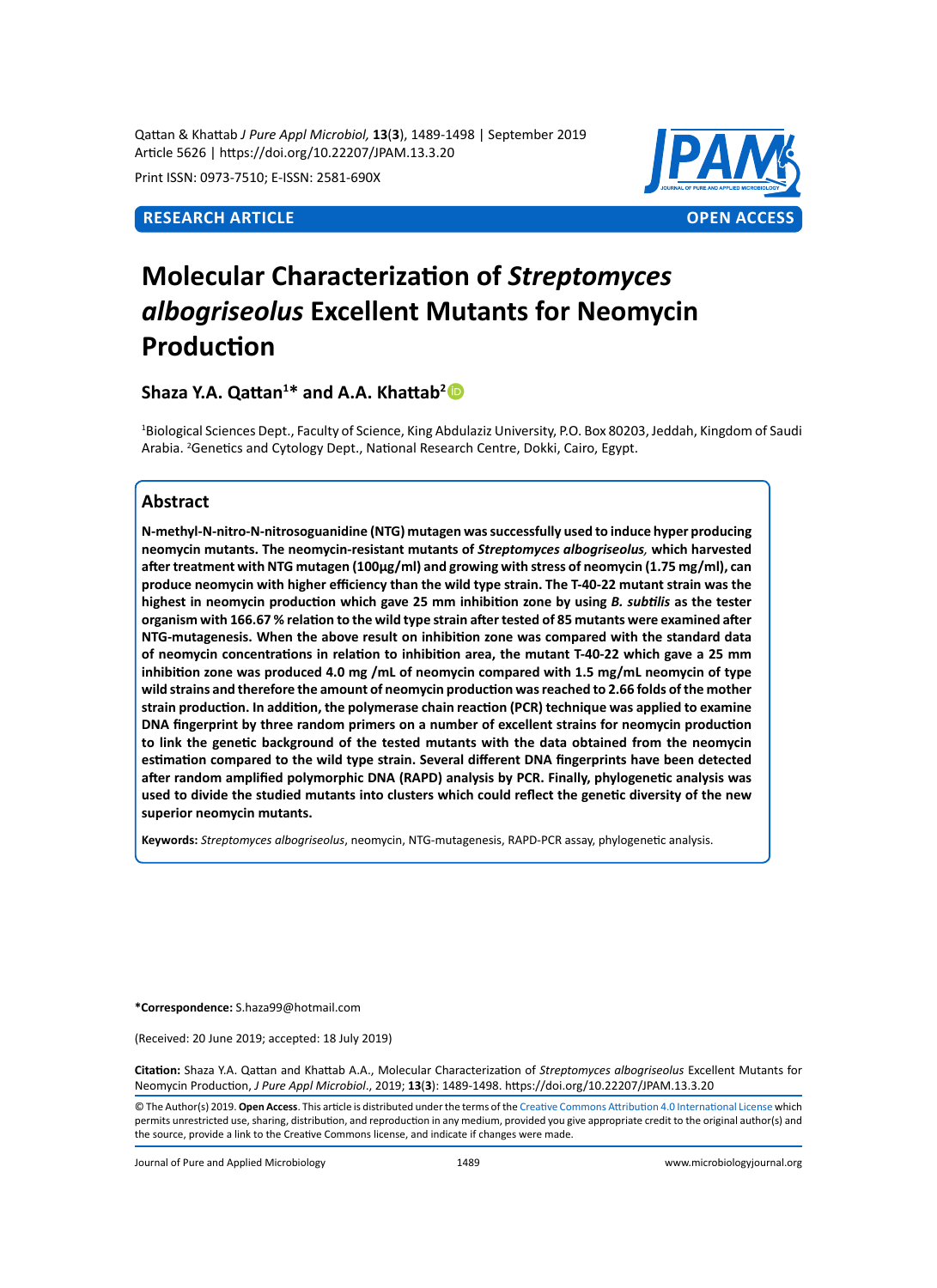Qattan & Khattab *J Pure Appl Microbiol,* **13**(**3**), 1489-1498 | September 2019
Article 5626 | https://doi.org/10.22207/JPAM.13.3.20

Print ISSN: 0973-7510; E-ISSN: 2581-690X

**RESEARCH ARTICLE** **OPEN ACCESS**

# Molecular Characterization of *Streptomyces albogriseolus* Excellent Mutants for Neomycin Production

**Shaza Y.A. Qattan[1]* and A.A. Khattab[2]**

[1]Biological Sciences Dept., Faculty of Science, King Abdulaziz University, P.O. Box 80203, Jeddah, Kingdom of Saudi Arabia. [2]Genetics and Cytology Dept., National Research Centre, Dokki, Cairo, Egypt.

## Abstract

**N-methyl-N-nitro-N-nitrosoguanidine (NTG) mutagen was successfully used to induce hyper producing neomycin mutants. The neomycin-resistant mutants of *Streptomyces albogriseolus,* which harvested after treatment with NTG mutagen (100µg/ml) and growing with stress of neomycin (1.75 mg/ml), can produce neomycin with higher efficiency than the wild type strain. The T-40-22 mutant strain was the highest in neomycin production which gave 25 mm inhibition zone by using *B. subtilis* as the tester organism with 166.67 % relation to the wild type strain after tested of 85 mutants were examined after NTG-mutagenesis. When the above result on inhibition zone was compared with the standard data of neomycin concentrations in relation to inhibition area, the mutant T-40-22 which gave a 25 mm inhibition zone was produced 4.0 mg /mL of neomycin compared with 1.5 mg/mL neomycin of type wild strains and therefore the amount of neomycin production was reached to 2.66 folds of the mother strain production. In addition, the polymerase chain reaction (PCR) technique was applied to examine DNA fingerprint by three random primers on a number of excellent strains for neomycin production to link the genetic background of the tested mutants with the data obtained from the neomycin estimation compared to the wild type strain. Several different DNA fingerprints have been detected after random amplified polymorphic DNA (RAPD) analysis by PCR. Finally, phylogenetic analysis was used to divide the studied mutants into clusters which could reflect the genetic diversity of the new superior neomycin mutants.**

**Keywords:** *Streptomyces albogriseolus*, neomycin, NTG-mutagenesis, RAPD-PCR assay, phylogenetic analysis.

**\*Correspondence:** S.haza99@hotmail.com

(Received: 20 June 2019; accepted: 18 July 2019)

**Citation:** Shaza Y.A. Qattan and Khattab A.A., Molecular Characterization of *Streptomyces albogriseolus* Excellent Mutants for Neomycin Production, *J Pure Appl Microbiol*., 2019; **13**(**3**): 1489-1498. https://doi.org/10.22207/JPAM.13.3.20

© The Author(s) 2019. **Open Access**. This article is distributed under the terms of the Creative Commons Attribution 4.0 International License which permits unrestricted use, sharing, distribution, and reproduction in any medium, provided you give appropriate credit to the original author(s) and the source, provide a link to the Creative Commons license, and indicate if changes were made.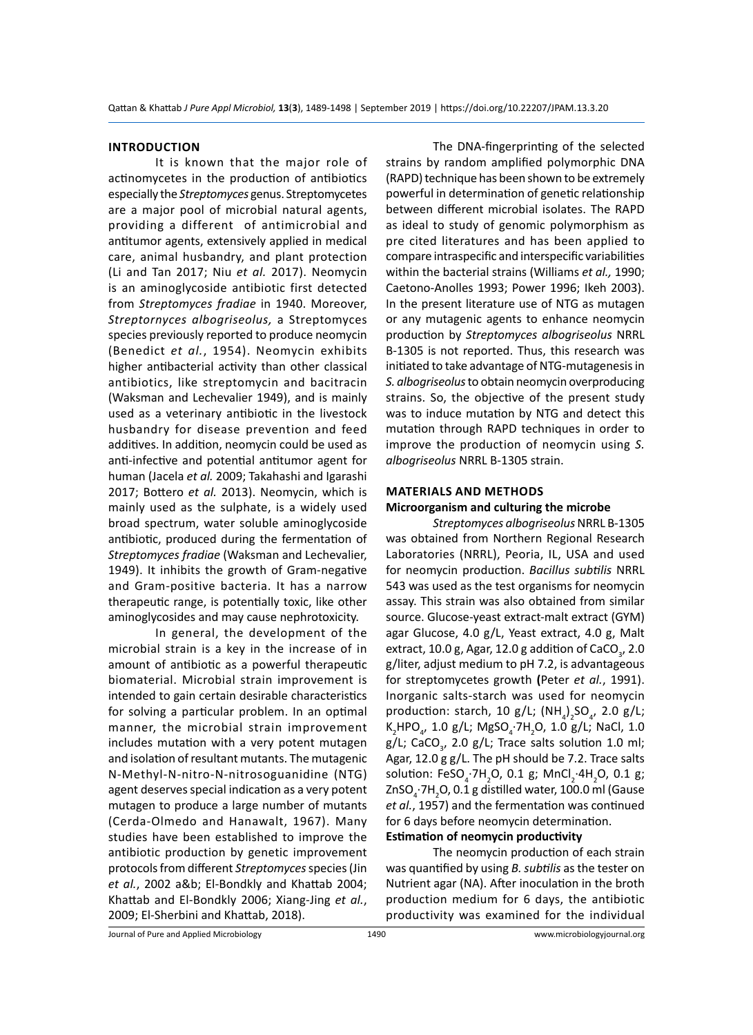## INTRODUCTION

It is known that the major role of actinomycetes in the production of antibiotics especially the *Streptomyces* genus. Streptomycetes are a major pool of microbial natural agents, providing a different of antimicrobial and antitumor agents, extensively applied in medical care, animal husbandry, and plant protection (Li and Tan 2017; Niu *et al.* 2017). Neomycin is an aminoglycoside antibiotic first detected from *Streptomyces fradiae* in 1940. Moreover, *Streptornyces albogriseolus,* a Streptomyces species previously reported to produce neomycin (Benedict *et al.*, 1954). Neomycin exhibits higher antibacterial activity than other classical antibiotics, like streptomycin and bacitracin (Waksman and Lechevalier 1949), and is mainly used as a veterinary antibiotic in the livestock husbandry for disease prevention and feed additives. In addition, neomycin could be used as anti-infective and potential antitumor agent for human (Jacela *et al.* 2009; Takahashi and Igarashi 2017; Bottero *et al.* 2013). Neomycin, which is mainly used as the sulphate, is a widely used broad spectrum, water soluble aminoglycoside antibiotic, produced during the fermentation of *Streptomyces fradiae* (Waksman and Lechevalier, 1949). It inhibits the growth of Gram-negative and Gram-positive bacteria. It has a narrow therapeutic range, is potentially toxic, like other aminoglycosides and may cause nephrotoxicity.

In general, the development of the microbial strain is a key in the increase of in amount of antibiotic as a powerful therapeutic biomaterial. Microbial strain improvement is intended to gain certain desirable characteristics for solving a particular problem. In an optimal manner, the microbial strain improvement includes mutation with a very potent mutagen and isolation of resultant mutants. The mutagenic N-Methyl-N-nitro-N-nitrosoguanidine (NTG) agent deserves special indication as a very potent mutagen to produce a large number of mutants (Cerda-Olmedo and Hanawalt, 1967). Many studies have been established to improve the antibiotic production by genetic improvement protocols from different *Streptomyces* species (Jin *et al.*, 2002 a&b; El-Bondkly and Khattab 2004; Khattab and El-Bondkly 2006; Xiang-Jing *et al.*, 2009; El-Sherbini and Khattab, 2018).

The DNA-fingerprinting of the selected strains by random amplified polymorphic DNA (RAPD) technique has been shown to be extremely powerful in determination of genetic relationship between different microbial isolates. The RAPD as ideal to study of genomic polymorphism as pre cited literatures and has been applied to compare intraspecific and interspecific variabilities within the bacterial strains (Williams *et al.,* 1990; Caetono-Anolles 1993; Power 1996; Ikeh 2003). In the present literature use of NTG as mutagen or any mutagenic agents to enhance neomycin production by *Streptomyces albogriseolus* NRRL B-1305 is not reported. Thus, this research was initiated to take advantage of NTG-mutagenesis in *S. albogriseolus* to obtain neomycin overproducing strains. So, the objective of the present study was to induce mutation by NTG and detect this mutation through RAPD techniques in order to improve the production of neomycin using *S. albogriseolus* NRRL B-1305 strain.

## MATERIALS AND METHODS

### Microorganism and culturing the microbe

*Streptomyces albogriseolus* NRRL B-1305 was obtained from Northern Regional Research Laboratories (NRRL), Peoria, IL, USA and used for neomycin production. *Bacillus subtilis* NRRL 543 was used as the test organisms for neomycin assay. This strain was also obtained from similar source. Glucose-yeast extract-malt extract (GYM) agar Glucose, 4.0 g/L, Yeast extract, 4.0 g, Malt extract, 10.0 g, Agar, 12.0 g addition of $CaCO_3$, 2.0 g/liter, adjust medium to pH 7.2, is advantageous for streptomycetes growth **(**Peter *et al.*, 1991). Inorganic salts-starch was used for neomycin production: starch, 10 g/L; $(NH_4)_2SO_4$, 2.0 g/L; $K_2HPO_4$, 1.0 g/L; $MgSO_4{\cdot}7H_2O$, 1.0 g/L; NaCl, 1.0 g/L; $CaCO_3$, 2.0 g/L; Trace salts solution 1.0 ml; Agar, 12.0 g g/L. The pH should be 7.2. Trace salts solution: $FeSO_4{\cdot}7H_2O$, 0.1 g; $MnCl_2{\cdot}4H_2O$, 0.1 g; $ZnSO_4{\cdot}7H_2O$, 0.1 g distilled water, 100.0 ml (Gause *et al.*, 1957) and the fermentation was continued for 6 days before neomycin determination.

### Estimation of neomycin productivity

The neomycin production of each strain was quantified by using *B. subtilis* as the tester on Nutrient agar (NA). After inoculation in the broth production medium for 6 days, the antibiotic productivity was examined for the individual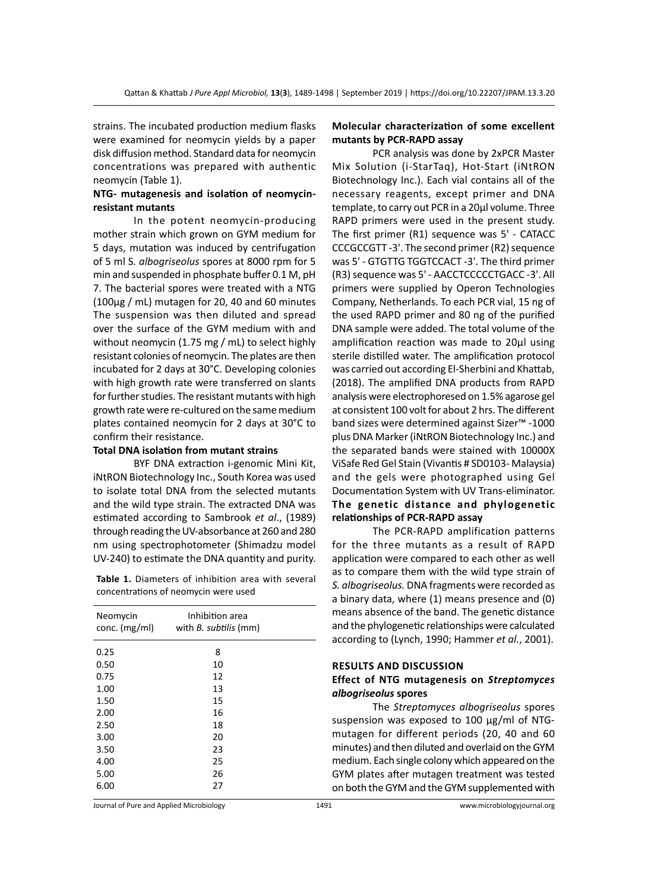strains. The incubated production medium flasks were examined for neomycin yields by a paper disk diffusion method. Standard data for neomycin concentrations was prepared with authentic neomycin (Table 1).

**NTG- mutagenesis and isolation of neomycin-resistant mutants**

In the potent neomycin-producing mother strain which grown on GYM medium for 5 days, mutation was induced by centrifugation of 5 ml S. *albogriseolus* spores at 8000 rpm for 5 min and suspended in phosphate buffer 0.1 M, pH 7. The bacterial spores were treated with a NTG (100µg / mL) mutagen for 20, 40 and 60 minutes The suspension was then diluted and spread over the surface of the GYM medium with and without neomycin (1.75 mg / mL) to select highly resistant colonies of neomycin. The plates are then incubated for 2 days at 30°C. Developing colonies with high growth rate were transferred on slants for further studies. The resistant mutants with high growth rate were re-cultured on the same medium plates contained neomycin for 2 days at 30°C to confirm their resistance.

**Total DNA isolation from mutant strains**

BYF DNA extraction i-genomic Mini Kit, iNtRON Biotechnology Inc., South Korea was used to isolate total DNA from the selected mutants and the wild type strain. The extracted DNA was estimated according to Sambrook *et al*., (1989) through reading the UV-absorbance at 260 and 280 nm using spectrophotometer (Shimadzu model UV-240) to estimate the DNA quantity and purity.

**Table 1.** Diameters of inhibition area with several concentrations of neomycin were used

| Neomycin conc. (mg/ml) | Inhibition area with *B. subtilis* (mm) |
|---|---|
| 0.25 | 8 |
| 0.50 | 10 |
| 0.75 | 12 |
| 1.00 | 13 |
| 1.50 | 15 |
| 2.00 | 16 |
| 2.50 | 18 |
| 3.00 | 20 |
| 3.50 | 23 |
| 4.00 | 25 |
| 5.00 | 26 |
| 6.00 | 27 |

**Molecular characterization of some excellent mutants by PCR-RAPD assay**

PCR analysis was done by 2xPCR Master Mix Solution (i-StarTaq), Hot-Start (iNtRON Biotechnology Inc.). Each vial contains all of the necessary reagents, except primer and DNA template, to carry out PCR in a 20µl volume. Three RAPD primers were used in the present study. The first primer (R1) sequence was 5' - CATACC CCCGCCGTT -3'. The second primer (R2) sequence was 5' - GTGTTG TGGTCCACT -3'. The third primer (R3) sequence was 5' - AACCTCCCCCTGACC -3'. All primers were supplied by Operon Technologies Company, Netherlands. To each PCR vial, 15 ng of the used RAPD primer and 80 ng of the purified DNA sample were added. The total volume of the amplification reaction was made to 20µl using sterile distilled water. The amplification protocol was carried out according El-Sherbini and Khattab, (2018). The amplified DNA products from RAPD analysis were electrophoresed on 1.5% agarose gel at consistent 100 volt for about 2 hrs. The different band sizes were determined against Sizer™ -1000 plus DNA Marker (iNtRON Biotechnology Inc.) and the separated bands were stained with 10000X ViSafe Red Gel Stain (Vivantis # SD0103- Malaysia) and the gels were photographed using Gel Documentation System with UV Trans-eliminator.

**The genetic distance and phylogenetic relationships of PCR-RAPD assay**

The PCR-RAPD amplification patterns for the three mutants as a result of RAPD application were compared to each other as well as to compare them with the wild type strain of *S. albogriseolus.* DNA fragments were recorded as a binary data, where (1) means presence and (0) means absence of the band. The genetic distance and the phylogenetic relationships were calculated according to (Lynch, 1990; Hammer *et al.*, 2001).

## RESULTS AND DISCUSSION

### Effect of NTG mutagenesis on *Streptomyces albogriseolus* spores

The *Streptomyces albogriseolus* spores suspension was exposed to 100 µg/ml of NTG-mutagen for different periods (20, 40 and 60 minutes) and then diluted and overlaid on the GYM medium. Each single colony which appeared on the GYM plates after mutagen treatment was tested on both the GYM and the GYM supplemented with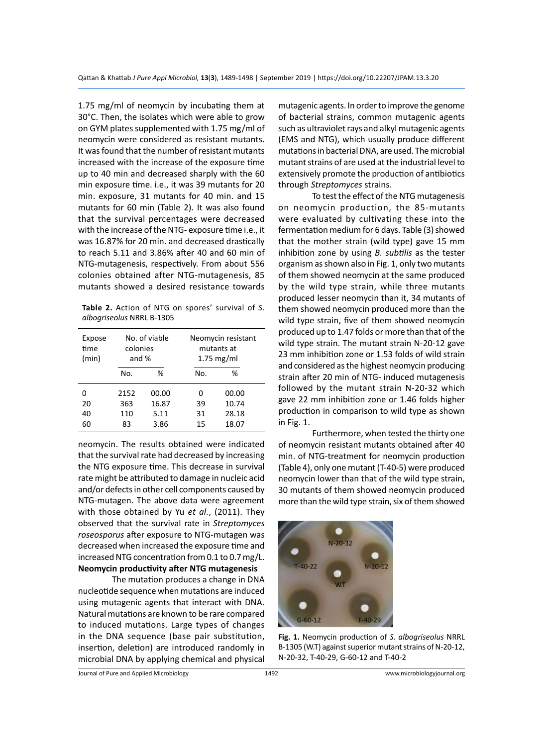1.75 mg/ml of neomycin by incubating them at 30°C. Then, the isolates which were able to grow on GYM plates supplemented with 1.75 mg/ml of neomycin were considered as resistant mutants. It was found that the number of resistant mutants increased with the increase of the exposure time up to 40 min and decreased sharply with the 60 min exposure time. i.e., it was 39 mutants for 20 min. exposure, 31 mutants for 40 min. and 15 mutants for 60 min (Table 2). It was also found that the survival percentages were decreased with the increase of the NTG- exposure time i.e., it was 16.87% for 20 min. and decreased drastically to reach 5.11 and 3.86% after 40 and 60 min of NTG-mutagenesis, respectively. From about 556 colonies obtained after NTG-mutagenesis, 85 mutants showed a desired resistance towards neomycin. The results obtained were indicated that the survival rate had decreased by increasing the NTG exposure time. This decrease in survival rate might be attributed to damage in nucleic acid and/or defects in other cell components caused by NTG-mutagen. The above data were agreement with those obtained by Yu *et al.*, (2011). They observed that the survival rate in *Streptomyces roseosporus* after exposure to NTG-mutagen was decreased when increased the exposure time and increased NTG concentration from 0.1 to 0.7 mg/L.

**Table 2.** Action of NTG on spores' survival of *S. albogriseolus* NRRL B-1305

| Expose time (min) | No. of viable colonies and % | | Neomycin resistant mutants at 1.75 mg/ml | |
|---|---|---|---|---|
| | No. | % | No. | % |
| 0 | 2152 | 00.00 | 0 | 00.00 |
| 20 | 363 | 16.87 | 39 | 10.74 |
| 40 | 110 | 5.11 | 31 | 28.18 |
| 60 | 83 | 3.86 | 15 | 18.07 |

**Neomycin productivity after NTG mutagenesis**

The mutation produces a change in DNA nucleotide sequence when mutations are induced using mutagenic agents that interact with DNA. Natural mutations are known to be rare compared to induced mutations. Large types of changes in the DNA sequence (base pair substitution, insertion, deletion) are introduced randomly in microbial DNA by applying chemical and physical mutagenic agents. In order to improve the genome of bacterial strains, common mutagenic agents such as ultraviolet rays and alkyl mutagenic agents (EMS and NTG), which usually produce different mutations in bacterial DNA, are used. The microbial mutant strains of are used at the industrial level to extensively promote the production of antibiotics through *Streptomyces* strains.

To test the effect of the NTG mutagenesis on neomycin production, the 85-mutants were evaluated by cultivating these into the fermentation medium for 6 days. Table (3) showed that the mother strain (wild type) gave 15 mm inhibition zone by using *B. subtilis* as the tester organism as shown also in Fig. 1, only two mutants of them showed neomycin at the same produced by the wild type strain, while three mutants produced lesser neomycin than it, 34 mutants of them showed neomycin produced more than the wild type strain, five of them showed neomycin produced up to 1.47 folds or more than that of the wild type strain. The mutant strain N-20-12 gave 23 mm inhibition zone or 1.53 folds of wild strain and considered as the highest neomycin producing strain after 20 min of NTG- induced mutagenesis followed by the mutant strain N-20-32 which gave 22 mm inhibition zone or 1.46 folds higher production in comparison to wild type as shown in Fig. 1.

Furthermore, when tested the thirty one of neomycin resistant mutants obtained after 40 min. of NTG-treatment for neomycin production (Table 4), only one mutant (T-40-5) were produced neomycin lower than that of the wild type strain, 30 mutants of them showed neomycin produced more than the wild type strain, six of them showed

**Fig. 1.** Neomycin production of *S. albogriseolus* NRRL B-1305 (W.T) against superior mutant strains of N-20-12, N-20-32, T-40-29, G-60-12 and T-40-2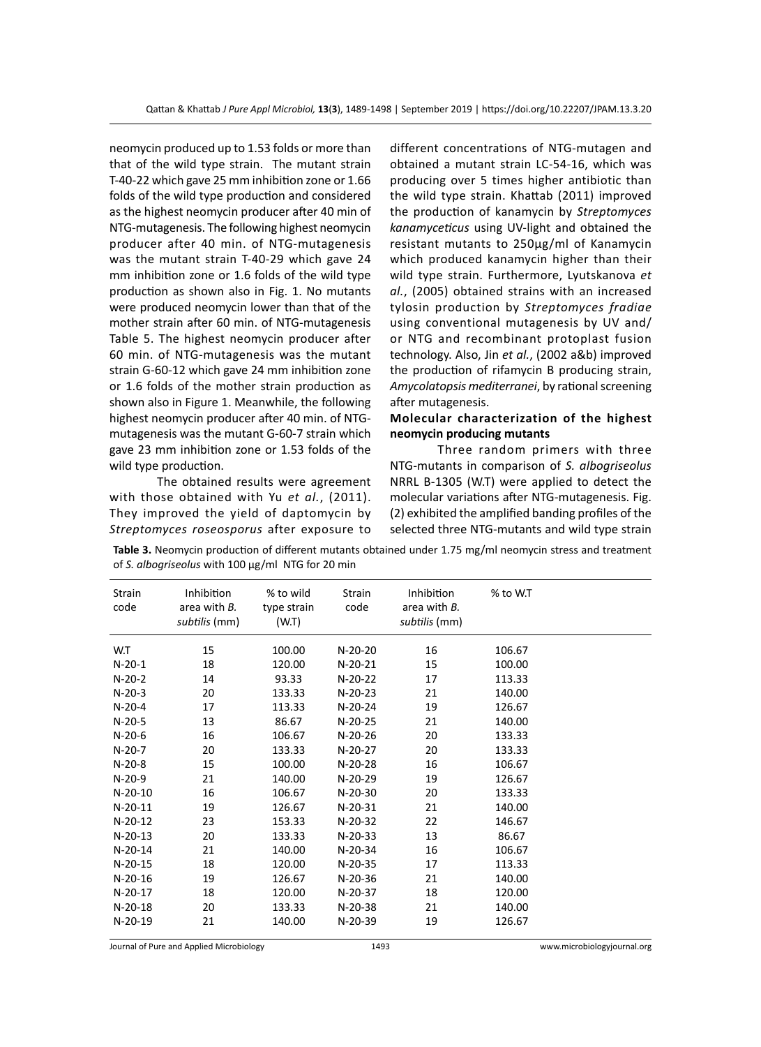neomycin produced up to 1.53 folds or more than that of the wild type strain. The mutant strain T-40-22 which gave 25 mm inhibition zone or 1.66 folds of the wild type production and considered as the highest neomycin producer after 40 min of NTG-mutagenesis. The following highest neomycin producer after 40 min. of NTG-mutagenesis was the mutant strain T-40-29 which gave 24 mm inhibition zone or 1.6 folds of the wild type production as shown also in Fig. 1. No mutants were produced neomycin lower than that of the mother strain after 60 min. of NTG-mutagenesis Table 5. The highest neomycin producer after 60 min. of NTG-mutagenesis was the mutant strain G-60-12 which gave 24 mm inhibition zone or 1.6 folds of the mother strain production as shown also in Figure 1. Meanwhile, the following highest neomycin producer after 40 min. of NTG-mutagenesis was the mutant G-60-7 strain which gave 23 mm inhibition zone or 1.53 folds of the wild type production.

The obtained results were agreement with those obtained with Yu *et al.*, (2011). They improved the yield of daptomycin by *Streptomyces roseosporus* after exposure to different concentrations of NTG-mutagen and obtained a mutant strain LC-54-16, which was producing over 5 times higher antibiotic than the wild type strain. Khattab (2011) improved the production of kanamycin by *Streptomyces kanamyceticus* using UV-light and obtained the resistant mutants to 250µg/ml of Kanamycin which produced kanamycin higher than their wild type strain. Furthermore, Lyutskanova *et al.*, (2005) obtained strains with an increased tylosin production by *Streptomyces fradiae* using conventional mutagenesis by UV and/or NTG and recombinant protoplast fusion technology. Also, Jin *et al.*, (2002 a&b) improved the production of rifamycin B producing strain, *Amycolatopsis mediterranei*, by rational screening after mutagenesis.

### Molecular characterization of the highest neomycin producing mutants

Three random primers with three NTG-mutants in comparison of *S. albogriseolus* NRRL B-1305 (W.T) were applied to detect the molecular variations after NTG-mutagenesis. Fig. (2) exhibited the amplified banding profiles of the selected three NTG-mutants and wild type strain

**Table 3.** Neomycin production of different mutants obtained under 1.75 mg/ml neomycin stress and treatment of *S. albogriseolus* with 100 µg/ml NTG for 20 min

| Strain code | Inhibition area with *B. subtilis* (mm) | % to wild type strain (W.T) | Strain code | Inhibition area with *B. subtilis* (mm) | % to W.T |
|---|---|---|---|---|---|
| W.T | 15 | 100.00 | N-20-20 | 16 | 106.67 |
| N-20-1 | 18 | 120.00 | N-20-21 | 15 | 100.00 |
| N-20-2 | 14 | 93.33 | N-20-22 | 17 | 113.33 |
| N-20-3 | 20 | 133.33 | N-20-23 | 21 | 140.00 |
| N-20-4 | 17 | 113.33 | N-20-24 | 19 | 126.67 |
| N-20-5 | 13 | 86.67 | N-20-25 | 21 | 140.00 |
| N-20-6 | 16 | 106.67 | N-20-26 | 20 | 133.33 |
| N-20-7 | 20 | 133.33 | N-20-27 | 20 | 133.33 |
| N-20-8 | 15 | 100.00 | N-20-28 | 16 | 106.67 |
| N-20-9 | 21 | 140.00 | N-20-29 | 19 | 126.67 |
| N-20-10 | 16 | 106.67 | N-20-30 | 20 | 133.33 |
| N-20-11 | 19 | 126.67 | N-20-31 | 21 | 140.00 |
| N-20-12 | 23 | 153.33 | N-20-32 | 22 | 146.67 |
| N-20-13 | 20 | 133.33 | N-20-33 | 13 | 86.67 |
| N-20-14 | 21 | 140.00 | N-20-34 | 16 | 106.67 |
| N-20-15 | 18 | 120.00 | N-20-35 | 17 | 113.33 |
| N-20-16 | 19 | 126.67 | N-20-36 | 21 | 140.00 |
| N-20-17 | 18 | 120.00 | N-20-37 | 18 | 120.00 |
| N-20-18 | 20 | 133.33 | N-20-38 | 21 | 140.00 |
| N-20-19 | 21 | 140.00 | N-20-39 | 19 | 126.67 |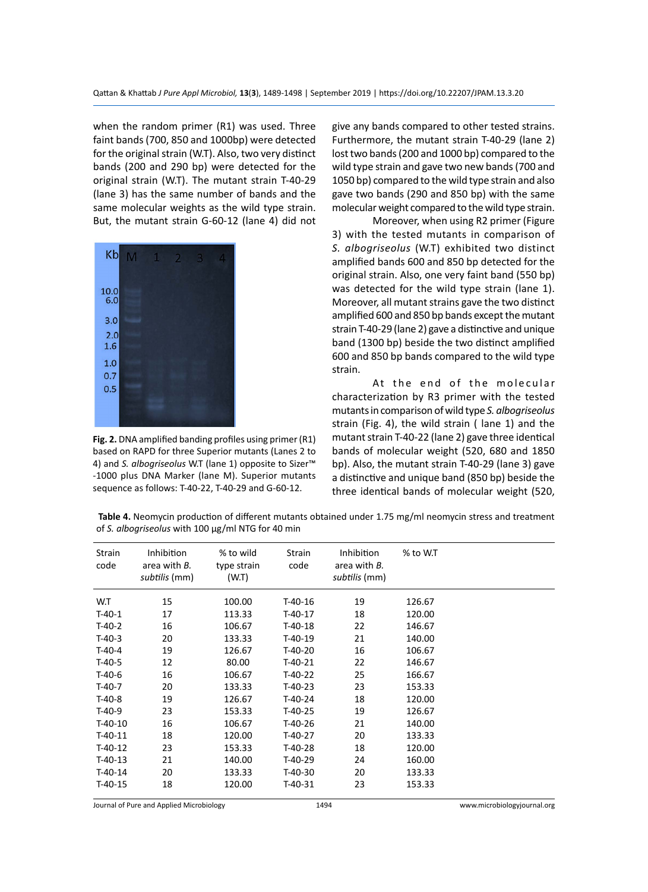when the random primer (R1) was used. Three faint bands (700, 850 and 1000bp) were detected for the original strain (W.T). Also, two very distinct bands (200 and 290 bp) were detected for the original strain (W.T). The mutant strain T-40-29 (lane 3) has the same number of bands and the same molecular weights as the wild type strain. But, the mutant strain G-60-12 (lane 4) did not give any bands compared to other tested strains. Furthermore, the mutant strain T-40-29 (lane 2) lost two bands (200 and 1000 bp) compared to the wild type strain and gave two new bands (700 and 1050 bp) compared to the wild type strain and also gave two bands (290 and 850 bp) with the same molecular weight compared to the wild type strain.

**Fig. 2.** DNA amplified banding profiles using primer (R1) based on RAPD for three Superior mutants (Lanes 2 to 4) and *S. albogriseolus* W.T (lane 1) opposite to Sizer™ -1000 plus DNA Marker (lane M). Superior mutants sequence as follows: T-40-22, T-40-29 and G-60-12.

Moreover, when using R2 primer (Figure 3) with the tested mutants in comparison of *S. albogriseolus* (W.T) exhibited two distinct amplified bands 600 and 850 bp detected for the original strain. Also, one very faint band (550 bp) was detected for the wild type strain (lane 1). Moreover, all mutant strains gave the two distinct amplified 600 and 850 bp bands except the mutant strain T-40-29 (lane 2) gave a distinctive and unique band (1300 bp) beside the two distinct amplified 600 and 850 bp bands compared to the wild type strain.

At the end of the molecular characterization by R3 primer with the tested mutants in comparison of wild type *S. albogriseolus* strain (Fig. 4), the wild strain ( lane 1) and the mutant strain T-40-22 (lane 2) gave three identical bands of molecular weight (520, 680 and 1850 bp). Also, the mutant strain T-40-29 (lane 3) gave a distinctive and unique band (850 bp) beside the three identical bands of molecular weight (520,

**Table 4.** Neomycin production of different mutants obtained under 1.75 mg/ml neomycin stress and treatment of *S. albogriseolus* with 100 µg/ml NTG for 40 min

| Strain code | Inhibition area with *B. subtilis* (mm) | % to wild type strain (W.T) | Strain code | Inhibition area with *B. subtilis* (mm) | % to W.T |
|---|---|---|---|---|---|
| W.T | 15 | 100.00 | T-40-16 | 19 | 126.67 |
| T-40-1 | 17 | 113.33 | T-40-17 | 18 | 120.00 |
| T-40-2 | 16 | 106.67 | T-40-18 | 22 | 146.67 |
| T-40-3 | 20 | 133.33 | T-40-19 | 21 | 140.00 |
| T-40-4 | 19 | 126.67 | T-40-20 | 16 | 106.67 |
| T-40-5 | 12 | 80.00 | T-40-21 | 22 | 146.67 |
| T-40-6 | 16 | 106.67 | T-40-22 | 25 | 166.67 |
| T-40-7 | 20 | 133.33 | T-40-23 | 23 | 153.33 |
| T-40-8 | 19 | 126.67 | T-40-24 | 18 | 120.00 |
| T-40-9 | 23 | 153.33 | T-40-25 | 19 | 126.67 |
| T-40-10 | 16 | 106.67 | T-40-26 | 21 | 140.00 |
| T-40-11 | 18 | 120.00 | T-40-27 | 20 | 133.33 |
| T-40-12 | 23 | 153.33 | T-40-28 | 18 | 120.00 |
| T-40-13 | 21 | 140.00 | T-40-29 | 24 | 160.00 |
| T-40-14 | 20 | 133.33 | T-40-30 | 20 | 133.33 |
| T-40-15 | 18 | 120.00 | T-40-31 | 23 | 153.33 |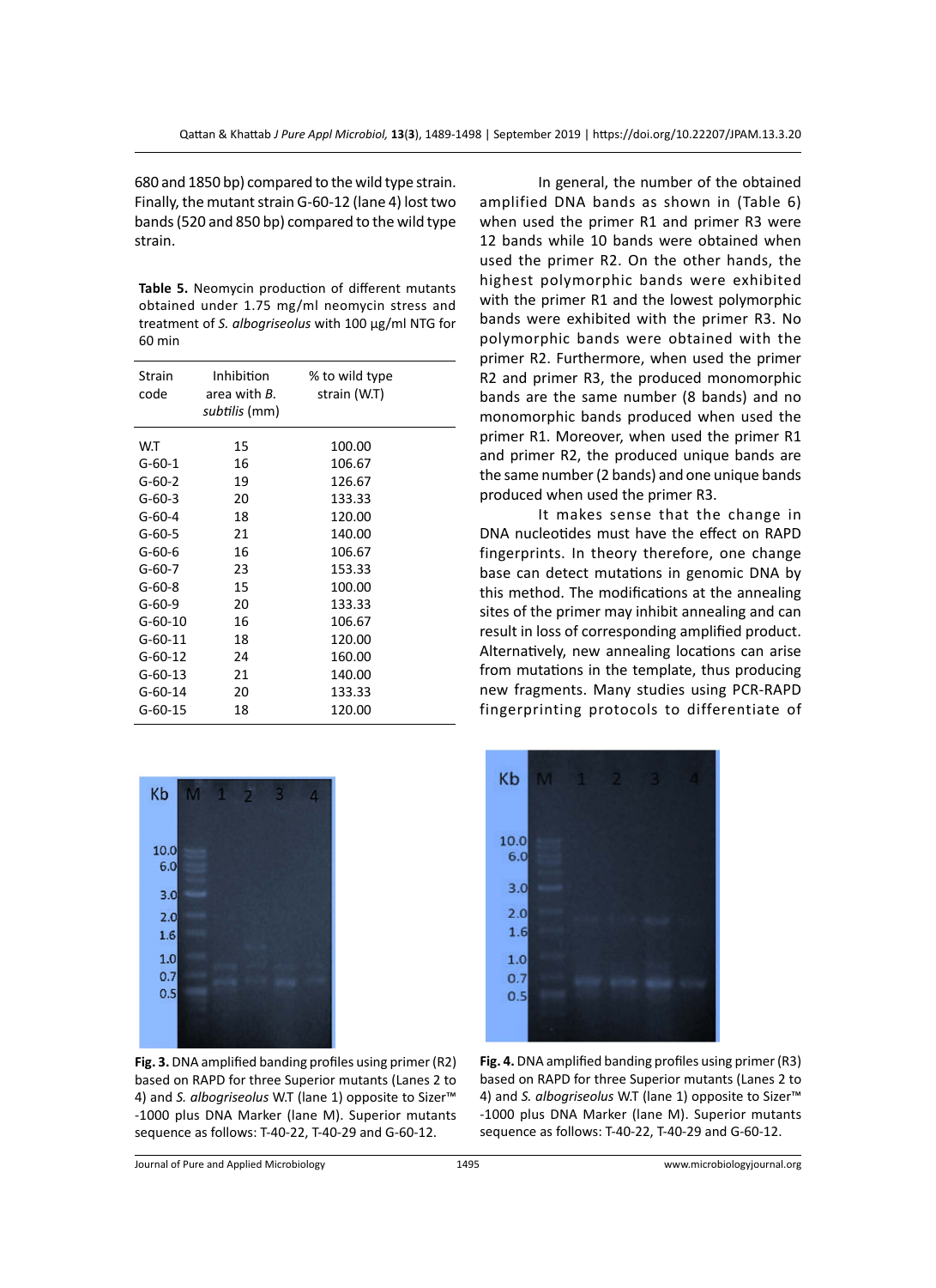680 and 1850 bp) compared to the wild type strain. Finally, the mutant strain G-60-12 (lane 4) lost two bands (520 and 850 bp) compared to the wild type strain.

**Table 5.** Neomycin production of different mutants obtained under 1.75 mg/ml neomycin stress and treatment of *S. albogriseolus* with 100 µg/ml NTG for 60 min

| Strain code | Inhibition area with *B. subtilis* (mm) | % to wild type strain (W.T) |
|---|---|---|
| W.T | 15 | 100.00 |
| G-60-1 | 16 | 106.67 |
| G-60-2 | 19 | 126.67 |
| G-60-3 | 20 | 133.33 |
| G-60-4 | 18 | 120.00 |
| G-60-5 | 21 | 140.00 |
| G-60-6 | 16 | 106.67 |
| G-60-7 | 23 | 153.33 |
| G-60-8 | 15 | 100.00 |
| G-60-9 | 20 | 133.33 |
| G-60-10 | 16 | 106.67 |
| G-60-11 | 18 | 120.00 |
| G-60-12 | 24 | 160.00 |
| G-60-13 | 21 | 140.00 |
| G-60-14 | 20 | 133.33 |
| G-60-15 | 18 | 120.00 |

In general, the number of the obtained amplified DNA bands as shown in (Table 6) when used the primer R1 and primer R3 were 12 bands while 10 bands were obtained when used the primer R2. On the other hands, the highest polymorphic bands were exhibited with the primer R1 and the lowest polymorphic bands were exhibited with the primer R3. No polymorphic bands were obtained with the primer R2. Furthermore, when used the primer R2 and primer R3, the produced monomorphic bands are the same number (8 bands) and no monomorphic bands produced when used the primer R1. Moreover, when used the primer R1 and primer R2, the produced unique bands are the same number (2 bands) and one unique bands produced when used the primer R3.

It makes sense that the change in DNA nucleotides must have the effect on RAPD fingerprints. In theory therefore, one change base can detect mutations in genomic DNA by this method. The modifications at the annealing sites of the primer may inhibit annealing and can result in loss of corresponding amplified product. Alternatively, new annealing locations can arise from mutations in the template, thus producing new fragments. Many studies using PCR-RAPD fingerprinting protocols to differentiate of

**Fig. 3.** DNA amplified banding profiles using primer (R2) based on RAPD for three Superior mutants (Lanes 2 to 4) and *S. albogriseolus* W.T (lane 1) opposite to Sizer™ -1000 plus DNA Marker (lane M). Superior mutants sequence as follows: T-40-22, T-40-29 and G-60-12.

**Fig. 4.** DNA amplified banding profiles using primer (R3) based on RAPD for three Superior mutants (Lanes 2 to 4) and *S. albogriseolus* W.T (lane 1) opposite to Sizer™ -1000 plus DNA Marker (lane M). Superior mutants sequence as follows: T-40-22, T-40-29 and G-60-12.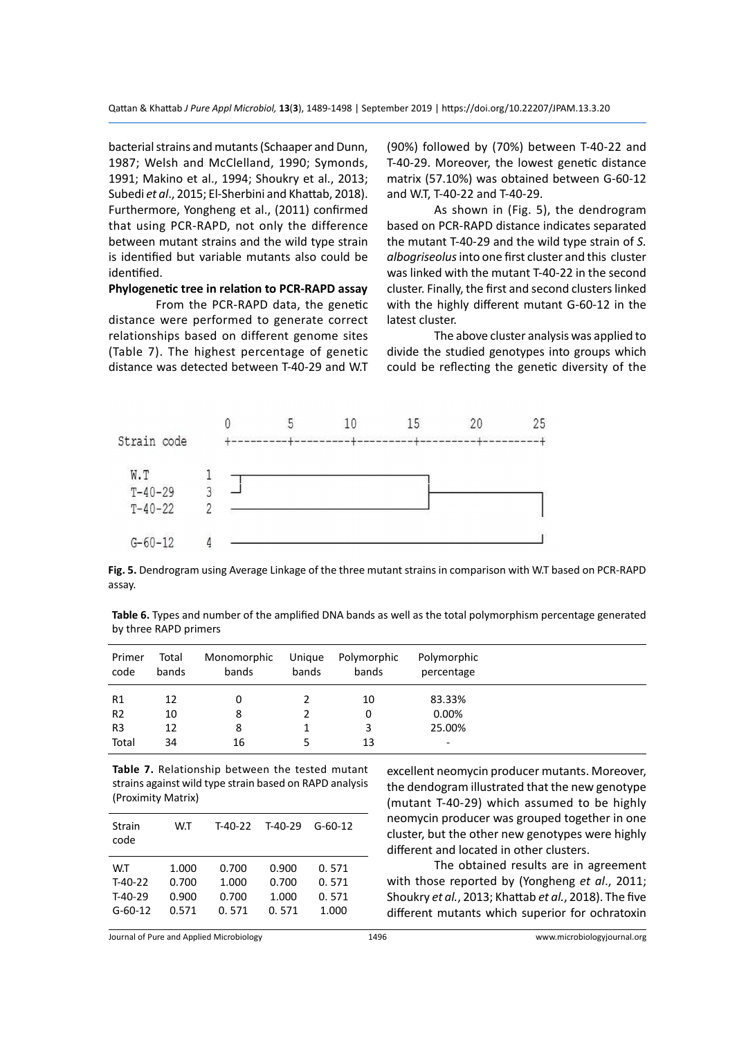bacterial strains and mutants (Schaaper and Dunn, 1987; Welsh and McClelland, 1990; Symonds, 1991; Makino et al., 1994; Shoukry et al., 2013; Subedi *et al*., 2015; El-Sherbini and Khattab, 2018). Furthermore, Yongheng et al., (2011) confirmed that using PCR-RAPD, not only the difference between mutant strains and the wild type strain is identified but variable mutants also could be identified.

**Phylogenetic tree in relation to PCR-RAPD assay**

From the PCR-RAPD data, the genetic distance were performed to generate correct relationships based on different genome sites (Table 7). The highest percentage of genetic distance was detected between T-40-29 and W.T (90%) followed by (70%) between T-40-22 and T-40-29. Moreover, the lowest genetic distance matrix (57.10%) was obtained between G-60-12 and W.T, T-40-22 and T-40-29.

As shown in (Fig. 5), the dendrogram based on PCR-RAPD distance indicates separated the mutant T-40-29 and the wild type strain of *S. albogriseolus* into one first cluster and this cluster was linked with the mutant T-40-22 in the second cluster. Finally, the first and second clusters linked with the highly different mutant G-60-12 in the latest cluster.

The above cluster analysis was applied to divide the studied genotypes into groups which could be reflecting the genetic diversity of the excellent neomycin producer mutants. Moreover, the dendogram illustrated that the new genotype (mutant T-40-29) which assumed to be highly neomycin producer was grouped together in one cluster, but the other new genotypes were highly different and located in other clusters.

The obtained results are in agreement with those reported by (Yongheng *et al*., 2011; Shoukry *et al.*, 2013; Khattab *et al.*, 2018). The five different mutants which superior for ochratoxin

```
                 0         5         10        15        20        25
Strain code      +---------+---------+---------+---------+---------+

W.T        1
T-40-29    3
T-40-22    2

G-60-12    4
```

**Fig. 5.** Dendrogram using Average Linkage of the three mutant strains in comparison with W.T based on PCR-RAPD assay.

**Table 6.** Types and number of the amplified DNA bands as well as the total polymorphism percentage generated by three RAPD primers

| Primer code | Total bands | Monomorphic bands | Unique bands | Polymorphic bands | Polymorphic percentage |
|---|---|---|---|---|---|
| R1 | 12 | 0 | 2 | 10 | 83.33% |
| R2 | 10 | 8 | 2 | 0 | 0.00% |
| R3 | 12 | 8 | 1 | 3 | 25.00% |
| Total | 34 | 16 | 5 | 13 | - |

**Table 7.** Relationship between the tested mutant strains against wild type strain based on RAPD analysis (Proximity Matrix)

| Strain code | W.T | T-40-22 | T-40-29 | G-60-12 |
|---|---|---|---|---|
| W.T | 1.000 | 0.700 | 0.900 | 0. 571 |
| T-40-22 | 0.700 | 1.000 | 0.700 | 0. 571 |
| T-40-29 | 0.900 | 0.700 | 1.000 | 0. 571 |
| G-60-12 | 0.571 | 0. 571 | 0. 571 | 1.000 |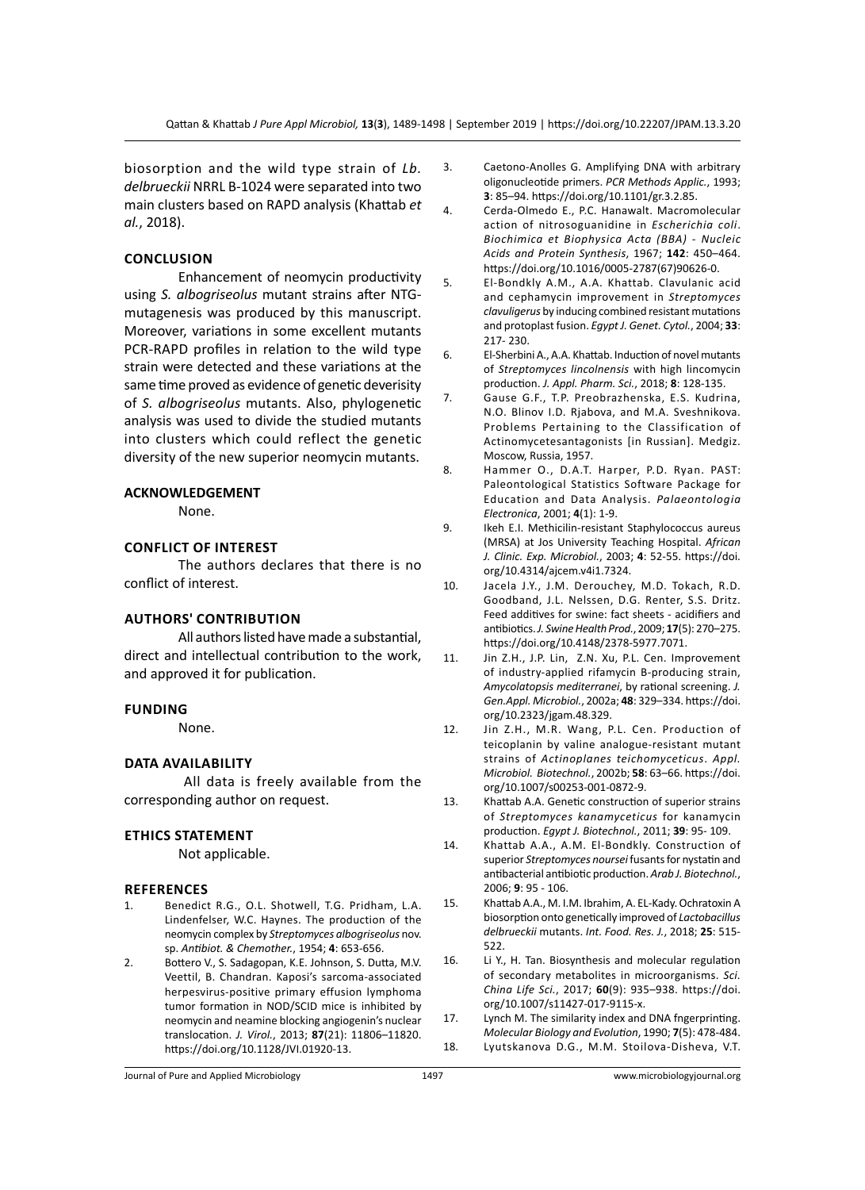biosorption and the wild type strain of *Lb. delbrueckii* NRRL B-1024 were separated into two main clusters based on RAPD analysis (Khattab *et al.*, 2018).

## CONCLUSION

Enhancement of neomycin productivity using *S. albogriseolus* mutant strains after NTG-mutagenesis was produced by this manuscript. Moreover, variations in some excellent mutants PCR-RAPD profiles in relation to the wild type strain were detected and these variations at the same time proved as evidence of genetic deverisity of *S. albogriseolus* mutants. Also, phylogenetic analysis was used to divide the studied mutants into clusters which could reflect the genetic diversity of the new superior neomycin mutants.

## ACKNOWLEDGEMENT

None.

## CONFLICT OF INTEREST

The authors declares that there is no conflict of interest.

## AUTHORS' CONTRIBUTION

All authors listed have made a substantial, direct and intellectual contribution to the work, and approved it for publication.

## FUNDING

None.

## DATA AVAILABILITY

All data is freely available from the corresponding author on request.

## ETHICS STATEMENT

Not applicable.

## REFERENCES

1. Benedict R.G., O.L. Shotwell, T.G. Pridham, L.A. Lindenfelser, W.C. Haynes. The production of the neomycin complex by *Streptomyces albogriseolus* nov. sp. *Antibiot. & Chemother.*, 1954; **4**: 653-656.
2. Bottero V., S. Sadagopan, K.E. Johnson, S. Dutta, M.V. Veettil, B. Chandran. Kaposi's sarcoma-associated herpesvirus-positive primary effusion lymphoma tumor formation in NOD/SCID mice is inhibited by neomycin and neamine blocking angiogenin's nuclear translocation. *J. Virol.*, 2013; **87**(21): 11806–11820. https://doi.org/10.1128/JVI.01920-13.
3. Caetono-Anolles G. Amplifying DNA with arbitrary oligonucleotide primers. *PCR Methods Applic.*, 1993; **3**: 85–94. https://doi.org/10.1101/gr.3.2.85.
4. Cerda-Olmedo E., P.C. Hanawalt. Macromolecular action of nitrosoguanidine in *Escherichia coli*. *Biochimica et Biophysica Acta (BBA) - Nucleic Acids and Protein Synthesis*, 1967; **142**: 450–464. https://doi.org/10.1016/0005-2787(67)90626-0.
5. El-Bondkly A.M., A.A. Khattab. Clavulanic acid and cephamycin improvement in *Streptomyces clavuligerus* by inducing combined resistant mutations and protoplast fusion. *Egypt J. Genet. Cytol.*, 2004; **33**: 217- 230.
6. El-Sherbini A., A.A. Khattab. Induction of novel mutants of *Streptomyces lincolnensis* with high lincomycin production. *J. Appl. Pharm. Sci.*, 2018; **8**: 128-135.
7. Gause G.F., T.P. Preobrazhenska, E.S. Kudrina, N.O. Blinov I.D. Rjabova, and M.A. Sveshnikova. Problems Pertaining to the Classification of Actinomycetesantagonists [in Russian]. Medgiz. Moscow, Russia, 1957.
8. Hammer O., D.A.T. Harper, P.D. Ryan. PAST: Paleontological Statistics Software Package for Education and Data Analysis. *Palaeontologia Electronica*, 2001; **4**(1): 1-9.
9. Ikeh E.I. Methicilin-resistant Staphylococcus aureus (MRSA) at Jos University Teaching Hospital. *African J. Clinic. Exp. Microbiol.*, 2003; **4**: 52-55. https://doi.org/10.4314/ajcem.v4i1.7324.
10. Jacela J.Y., J.M. Derouchey, M.D. Tokach, R.D. Goodband, J.L. Nelssen, D.G. Renter, S.S. Dritz. Feed additives for swine: fact sheets - acidifiers and antibiotics. *J. Swine Health Prod.*, 2009; **17**(5): 270–275. https://doi.org/10.4148/2378-5977.7071.
11. Jin Z.H., J.P. Lin, Z.N. Xu, P.L. Cen. Improvement of industry-applied rifamycin B-producing strain, *Amycolatopsis mediterranei*, by rational screening. *J. Gen.Appl. Microbiol.*, 2002a; **48**: 329–334. https://doi.org/10.2323/jgam.48.329.
12. Jin Z.H., M.R. Wang, P.L. Cen. Production of teicoplanin by valine analogue-resistant mutant strains of *Actinoplanes teichomyceticus*. *Appl. Microbiol. Biotechnol.*, 2002b; **58**: 63–66. https://doi.org/10.1007/s00253-001-0872-9.
13. Khattab A.A. Genetic construction of superior strains of *Streptomyces kanamyceticus* for kanamycin production. *Egypt J. Biotechnol.*, 2011; **39**: 95- 109.
14. Khattab A.A., A.M. El-Bondkly. Construction of superior *Streptomyces noursei* fusants for nystatin and antibacterial antibiotic production. *Arab J. Biotechnol.*, 2006; **9**: 95 - 106.
15. Khattab A.A., M. I.M. Ibrahim, A. EL-Kady. Ochratoxin A biosorption onto genetically improved of *Lactobacillus delbrueckii* mutants. *Int. Food. Res. J.*, 2018; **25**: 515-522.
16. Li Y., H. Tan. Biosynthesis and molecular regulation of secondary metabolites in microorganisms. *Sci. China Life Sci.*, 2017; **60**(9): 935–938. https://doi.org/10.1007/s11427-017-9115-x.
17. Lynch M. The similarity index and DNA fngerprinting. *Molecular Biology and Evolution*, 1990; **7**(5): 478-484.
18. Lyutskanova D.G., M.M. Stoilova-Disheva, V.T.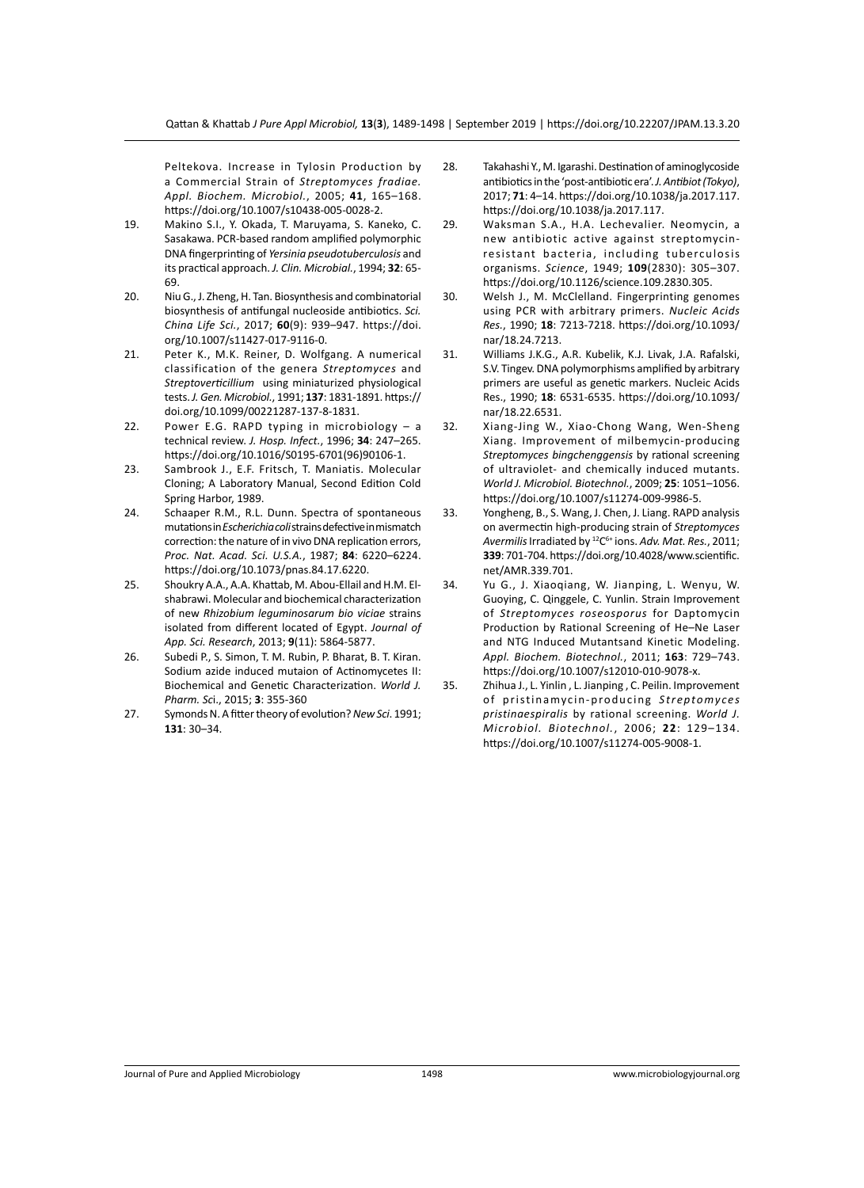Peltekova. Increase in Tylosin Production by a Commercial Strain of *Streptomyces fradiae*. *Appl. Biochem. Microbiol.*, 2005; **41**, 165–168. https://doi.org/10.1007/s10438-005-0028-2.

19. Makino S.I., Y. Okada, T. Maruyama, S. Kaneko, C. Sasakawa. PCR-based random amplified polymorphic DNA fingerprinting of *Yersinia pseudotuberculosis* and its practical approach. *J. Clin. Microbial.*, 1994; **32**: 65-69.
20. Niu G., J. Zheng, H. Tan. Biosynthesis and combinatorial biosynthesis of antifungal nucleoside antibiotics. *Sci. China Life Sci.*, 2017; **60**(9): 939–947. https://doi.org/10.1007/s11427-017-9116-0.
21. Peter K., M.K. Reiner, D. Wolfgang. A numerical classification of the genera *Streptomyces* and *Streptoverticillium* using miniaturized physiological tests. *J. Gen. Microbiol.*, 1991; **137**: 1831-1891. https://doi.org/10.1099/00221287-137-8-1831.
22. Power E.G. RAPD typing in microbiology – a technical review. *J. Hosp. Infect.*, 1996; **34**: 247–265. https://doi.org/10.1016/S0195-6701(96)90106-1.
23. Sambrook J., E.F. Fritsch, T. Maniatis. Molecular Cloning; A Laboratory Manual, Second Edition Cold Spring Harbor, 1989.
24. Schaaper R.M., R.L. Dunn. Spectra of spontaneous mutations in *Escherichia coli* strains defective in mismatch correction: the nature of in vivo DNA replication errors, *Proc. Nat. Acad. Sci. U.S.A.*, 1987; **84**: 6220–6224. https://doi.org/10.1073/pnas.84.17.6220.
25. Shoukry A.A., A.A. Khattab, M. Abou-Ellail and H.M. El-shabrawi. Molecular and biochemical characterization of new *Rhizobium leguminosarum bio viciae* strains isolated from different located of Egypt. *Journal of App. Sci. Research*, 2013; **9**(11): 5864-5877.
26. Subedi P., S. Simon, T. M. Rubin, P. Bharat, B. T. Kiran. Sodium azide induced mutaion of Actinomycetes II: Biochemical and Genetic Characterization. *World J. Pharm. Sci.*, 2015; **3**: 355-360
27. Symonds N. A fitter theory of evolution? *New Sci*. 1991; **131**: 30–34.
28. Takahashi Y., M. Igarashi. Destination of aminoglycoside antibiotics in the 'post-antibiotic era'. *J. Antibiot (Tokyo)*, 2017; **71**: 4–14. https://doi.org/10.1038/ja.2017.117. https://doi.org/10.1038/ja.2017.117.
29. Waksman S.A., H.A. Lechevalier. Neomycin, a new antibiotic active against streptomycin-resistant bacteria, including tuberculosis organisms. *Science*, 1949; **109**(2830): 305–307. https://doi.org/10.1126/science.109.2830.305.
30. Welsh J., M. McClelland. Fingerprinting genomes using PCR with arbitrary primers. *Nucleic Acids Res.*, 1990; **18**: 7213-7218. https://doi.org/10.1093/nar/18.24.7213.
31. Williams J.K.G., A.R. Kubelik, K.J. Livak, J.A. Rafalski, S.V. Tingev. DNA polymorphisms amplified by arbitrary primers are useful as genetic markers. Nucleic Acids Res., 1990; **18**: 6531-6535. https://doi.org/10.1093/nar/18.22.6531.
32. Xiang-Jing W., Xiao-Chong Wang, Wen-Sheng Xiang. Improvement of milbemycin-producing *Streptomyces bingchenggensis* by rational screening of ultraviolet- and chemically induced mutants. *World J. Microbiol. Biotechnol.*, 2009; **25**: 1051–1056. https://doi.org/10.1007/s11274-009-9986-5.
33. Yongheng, B., S. Wang, J. Chen, J. Liang. RAPD analysis on avermectin high-producing strain of *Streptomyces Avermilis* Irradiated by $^{12}C^{6+}$ ions. *Adv. Mat. Res.*, 2011; **339**: 701-704. https://doi.org/10.4028/www.scientific.net/AMR.339.701.
34. Yu G., J. Xiaoqiang, W. Jianping, L. Wenyu, W. Guoying, C. Qinggele, C. Yunlin. Strain Improvement of *Streptomyces roseosporus* for Daptomycin Production by Rational Screening of He–Ne Laser and NTG Induced Mutantsand Kinetic Modeling. *Appl. Biochem. Biotechnol.*, 2011; **163**: 729–743. https://doi.org/10.1007/s12010-010-9078-x.
35. Zhihua J., L. Yinlin , L. Jianping , C. Peilin. Improvement of pristinamycin-producing *Streptomyces pristinaespiralis* by rational screening. *World J. Microbiol. Biotechnol.*, 2006; **22**: 129–134. https://doi.org/10.1007/s11274-005-9008-1.